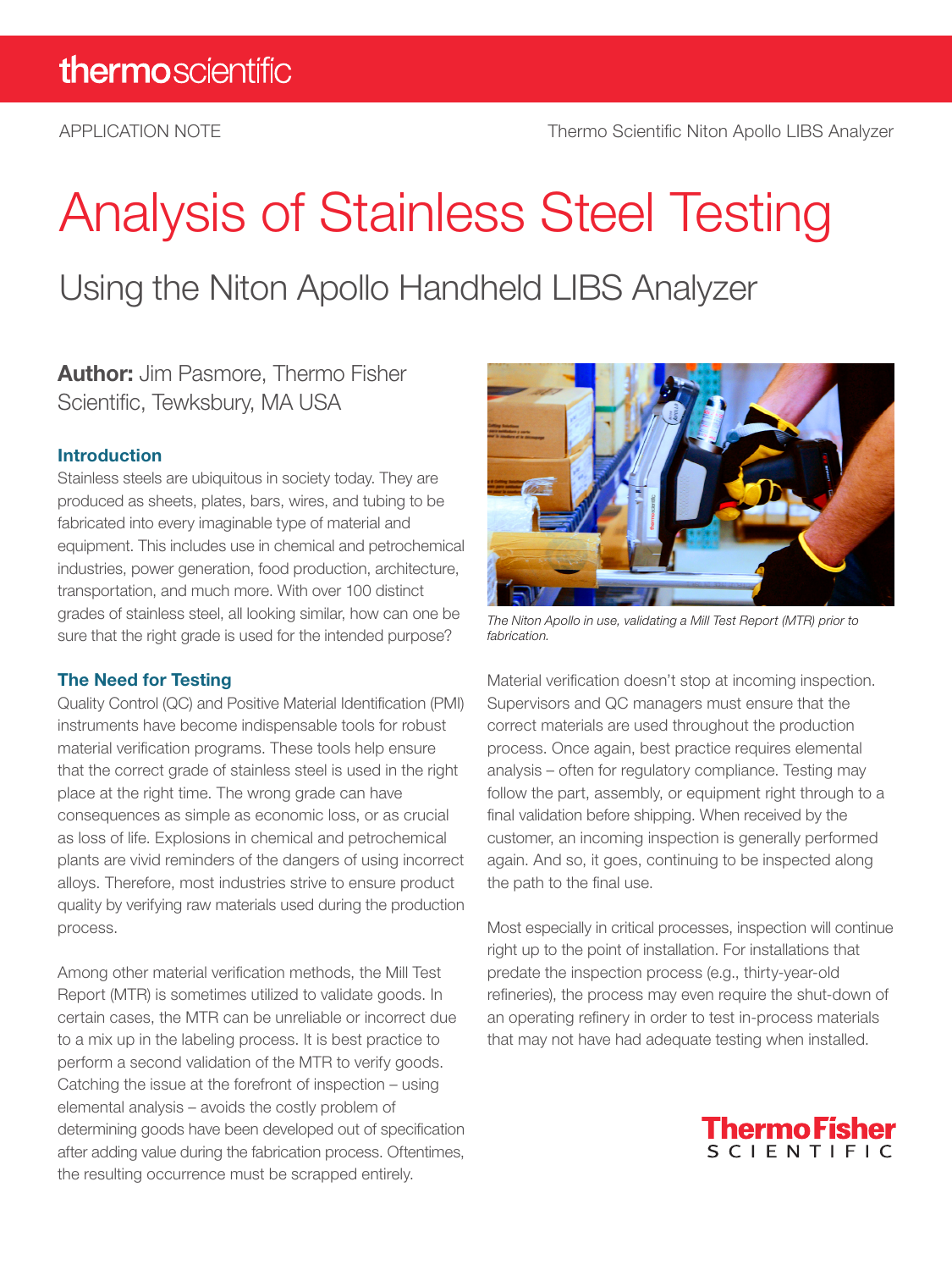APPLICATION NOTE

Thermo Scientific Niton Apollo LIBS Analyzer

# Analysis of Stainless Steel Testing

## Using the Niton Apollo Handheld LIBS Analyzer

**Author:** Jim Pasmore, Thermo Fisher Scientific, Tewksbury, MA USA

### Introduction

Stainless steels are ubiquitous in society today. They are produced as sheets, plates, bars, wires, and tubing to be fabricated into every imaginable type of material and equipment. This includes use in chemical and petrochemical industries, power generation, food production, architecture, transportation, and much more. With over 100 distinct grades of stainless steel, all looking similar, how can one be sure that the right grade is used for the intended purpose?

### The Need for Testing

Quality Control (QC) and Positive Material Identification (PMI) instruments have become indispensable tools for robust material verification programs. These tools help ensure that the correct grade of stainless steel is used in the right place at the right time. The wrong grade can have consequences as simple as economic loss, or as crucial as loss of life. Explosions in chemical and petrochemical plants are vivid reminders of the dangers of using incorrect alloys. Therefore, most industries strive to ensure product quality by verifying raw materials used during the production process.

Among other material verification methods, the Mill Test Report (MTR) is sometimes utilized to validate goods. In certain cases, the MTR can be unreliable or incorrect due to a mix up in the labeling process. It is best practice to perform a second validation of the MTR to verify goods. Catching the issue at the forefront of inspection – using elemental analysis – avoids the costly problem of determining goods have been developed out of specification after adding value during the fabrication process. Oftentimes, the resulting occurrence must be scrapped entirely.

*The Niton Apollo in use, validating a Mill Test Report (MTR) prior to fabrication.*

Material verification doesn't stop at incoming inspection. Supervisors and QC managers must ensure that the correct materials are used throughout the production process. Once again, best practice requires elemental analysis – often for regulatory compliance. Testing may follow the part, assembly, or equipment right through to a final validation before shipping. When received by the customer, an incoming inspection is generally performed again. And so, it goes, continuing to be inspected along the path to the final use.

Most especially in critical processes, inspection will continue right up to the point of installation. For installations that predate the inspection process (e.g., thirty-year-old refineries), the process may even require the shut-down of an operating refinery in order to test in-process materials that may not have had adequate testing when installed.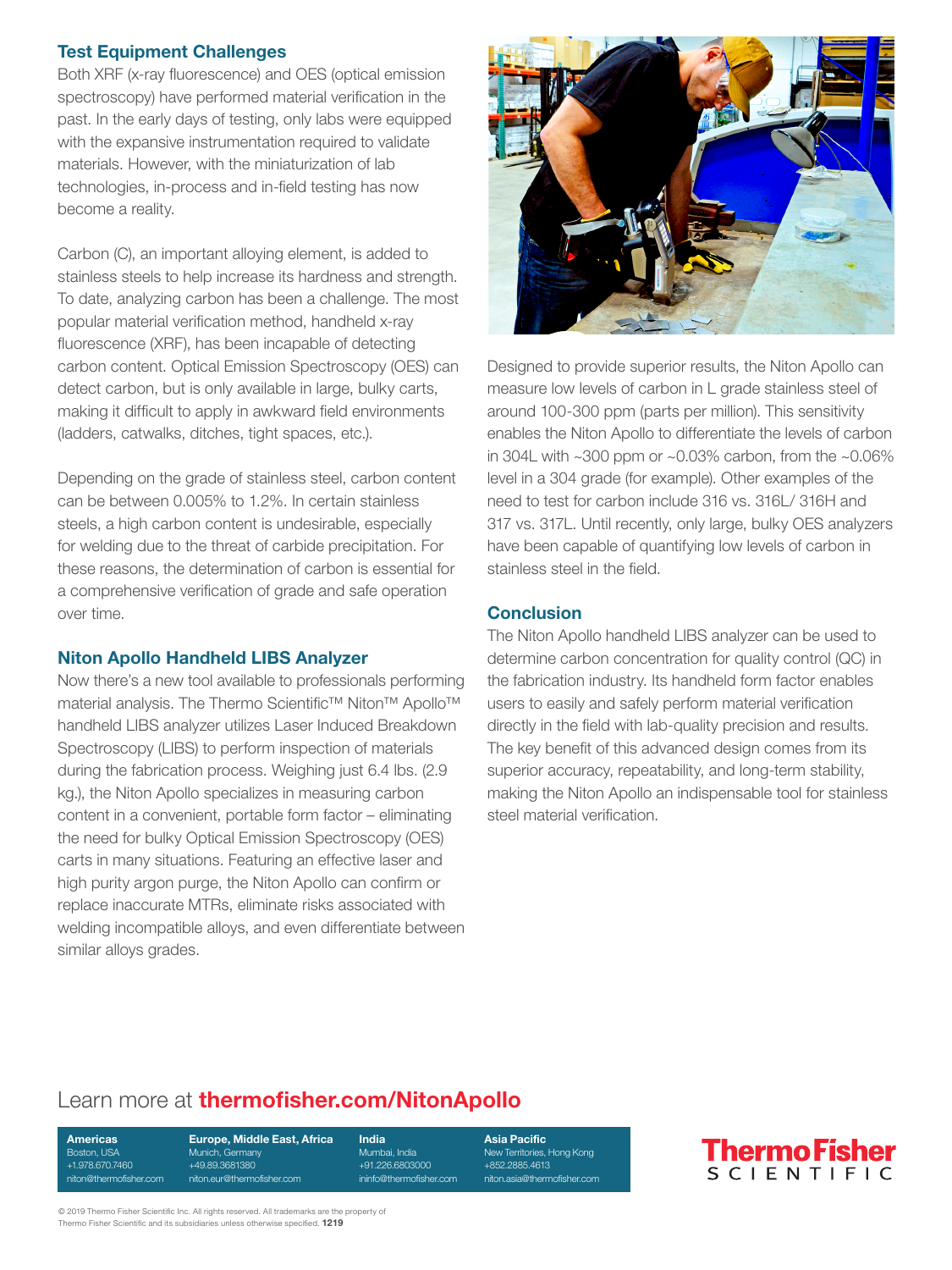## Test Equipment Challenges

Both XRF (x-ray fluorescence) and OES (optical emission spectroscopy) have performed material verification in the past. In the early days of testing, only labs were equipped with the expansive instrumentation required to validate materials. However, with the miniaturization of lab technologies, in-process and in-field testing has now become a reality.

Carbon (C), an important alloying element, is added to stainless steels to help increase its hardness and strength. To date, analyzing carbon has been a challenge. The most popular material verification method, handheld x-ray fluorescence (XRF), has been incapable of detecting carbon content. Optical Emission Spectroscopy (OES) can detect carbon, but is only available in large, bulky carts, making it difficult to apply in awkward field environments (ladders, catwalks, ditches, tight spaces, etc.).

Depending on the grade of stainless steel, carbon content can be between 0.005% to 1.2%. In certain stainless steels, a high carbon content is undesirable, especially for welding due to the threat of carbide precipitation. For these reasons, the determination of carbon is essential for a comprehensive verification of grade and safe operation over time.

## Niton Apollo Handheld LIBS Analyzer

Now there's a new tool available to professionals performing material analysis. The Thermo Scientific™ Niton™ Apollo™ handheld LIBS analyzer utilizes Laser Induced Breakdown Spectroscopy (LIBS) to perform inspection of materials during the fabrication process. Weighing just 6.4 lbs. (2.9 kg.), the Niton Apollo specializes in measuring carbon content in a convenient, portable form factor – eliminating the need for bulky Optical Emission Spectroscopy (OES) carts in many situations. Featuring an effective laser and high purity argon purge, the Niton Apollo can confirm or replace inaccurate MTRs, eliminate risks associated with welding incompatible alloys, and even differentiate between similar alloys grades.

Designed to provide superior results, the Niton Apollo can measure low levels of carbon in L grade stainless steel of around 100-300 ppm (parts per million). This sensitivity enables the Niton Apollo to differentiate the levels of carbon in 304L with ~300 ppm or ~0.03% carbon, from the ~0.06% level in a 304 grade (for example). Other examples of the need to test for carbon include 316 vs. 316L/ 316H and 317 vs. 317L. Until recently, only large, bulky OES analyzers have been capable of quantifying low levels of carbon in stainless steel in the field.

## Conclusion

The Niton Apollo handheld LIBS analyzer can be used to determine carbon concentration for quality control (QC) in the fabrication industry. Its handheld form factor enables users to easily and safely perform material verification directly in the field with lab-quality precision and results. The key benefit of this advanced design comes from its superior accuracy, repeatability, and long-term stability, making the Niton Apollo an indispensable tool for stainless steel material verification.

Learn more at **thermofisher.com/NitonApollo**

**Americas**
Boston, USA
+1.978.670.7460
niton@thermofisher.com

**Europe, Middle East, Africa**
Munich, Germany
+49.89.3681380
niton.eur@thermofisher.com

**India**
Mumbai, India
+91.226.6803000
ininfo@thermofisher.com

**Asia Pacific**
New Territories, Hong Kong
+852.2885.4613
niton.asia@thermofisher.com

ThermoFisher SCIENTIFIC

© 2019 Thermo Fisher Scientific Inc. All rights reserved. All trademarks are the property of Thermo Fisher Scientific and its subsidiaries unless otherwise specified. **1219**